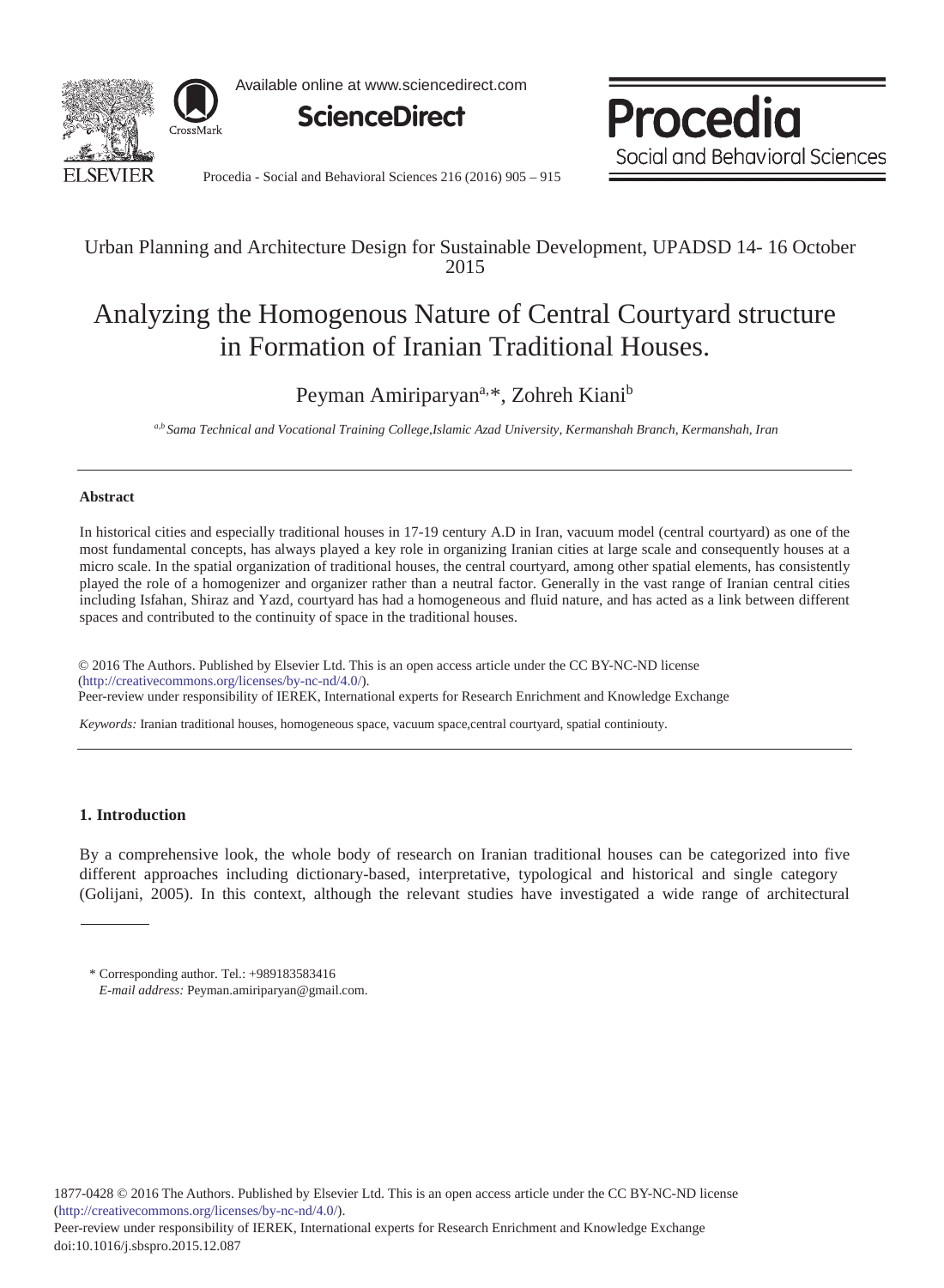Urban Planning and Architecture Design for Sustainable Development, UPADSD 14- 16 October 2015

# Analyzing the Homogenous Nature of Central Courtyard structure in Formation of Iranian Traditional Houses.

Peyman Amiriparyan[a,*], Zohreh Kiani[b]

[a,b] *Sama Technical and Vocational Training College,Islamic Azad University, Kermanshah Branch, Kermanshah, Iran*

---

### Abstract

In historical cities and especially traditional houses in 17-19 century A.D in Iran, vacuum model (central courtyard) as one of the most fundamental concepts, has always played a key role in organizing Iranian cities at large scale and consequently houses at a micro scale. In the spatial organization of traditional houses, the central courtyard, among other spatial elements, has consistently played the role of a homogenizer and organizer rather than a neutral factor. Generally in the vast range of Iranian central cities including Isfahan, Shiraz and Yazd, courtyard has had a homogeneous and fluid nature, and has acted as a link between different spaces and contributed to the continuity of space in the traditional houses.

© 2016 The Authors. Published by Elsevier Ltd. This is an open access article under the CC BY-NC-ND license (http://creativecommons.org/licenses/by-nc-nd/4.0/).
Peer-review under responsibility of IEREK, International experts for Research Enrichment and Knowledge Exchange

*Keywords:* Iranian traditional houses, homogeneous space, vacuum space,central courtyard, spatial continiouty.

---

## 1. Introduction

By a comprehensive look, the whole body of research on Iranian traditional houses can be categorized into five different approaches including dictionary-based, interpretative, typological and historical and single category (Golijani, 2005). In this context, although the relevant studies have investigated a wide range of architectural

\* Corresponding author. Tel.: +989183583416
*E-mail address:* Peyman.amiriparyan@gmail.com.

1877-0428 © 2016 The Authors. Published by Elsevier Ltd. This is an open access article under the CC BY-NC-ND license (http://creativecommons.org/licenses/by-nc-nd/4.0/).
Peer-review under responsibility of IEREK, International experts for Research Enrichment and Knowledge Exchange
doi:10.1016/j.sbspro.2015.12.087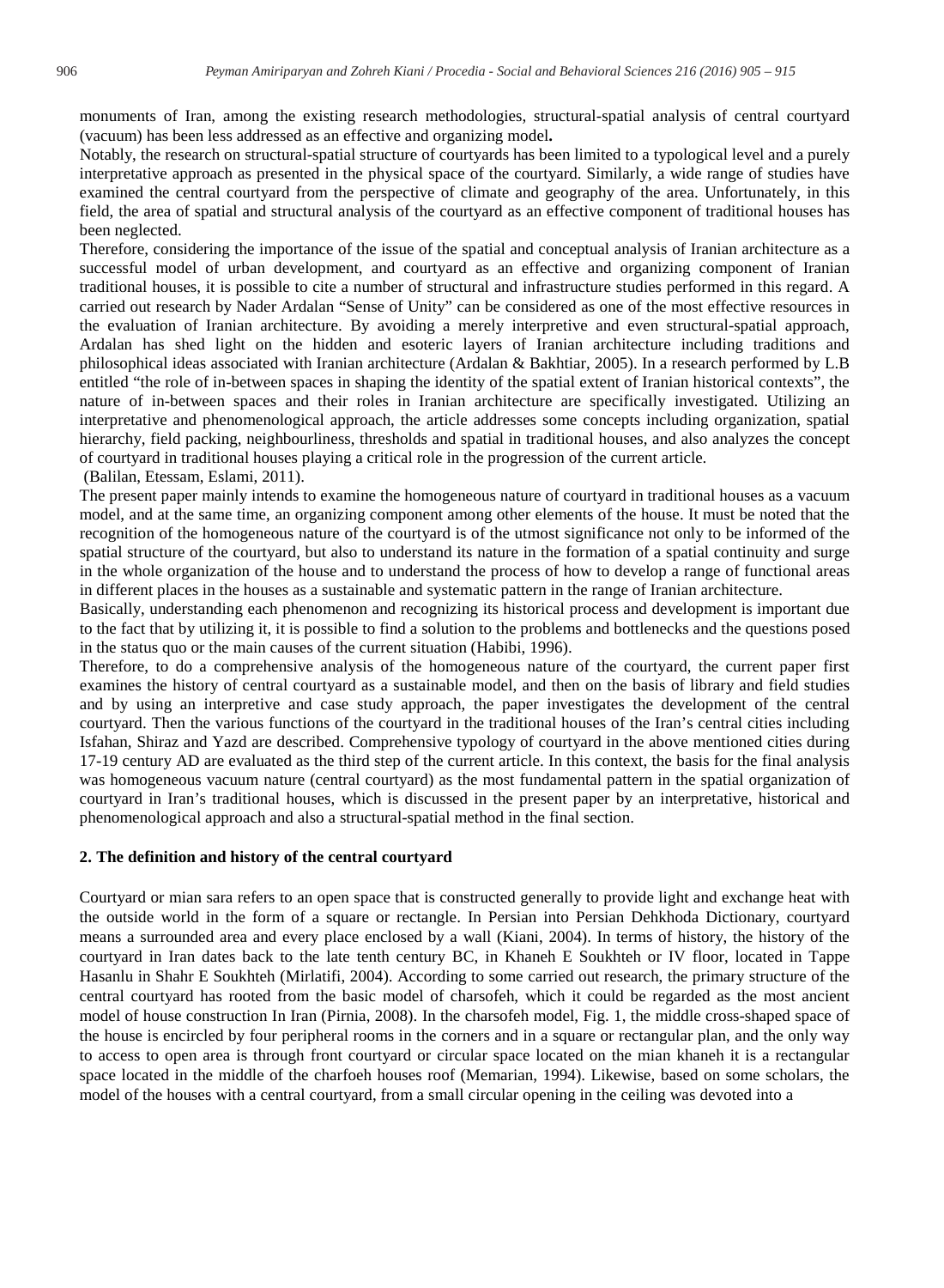monuments of Iran, among the existing research methodologies, structural-spatial analysis of central courtyard (vacuum) has been less addressed as an effective and organizing model**.**

Notably, the research on structural-spatial structure of courtyards has been limited to a typological level and a purely interpretative approach as presented in the physical space of the courtyard. Similarly, a wide range of studies have examined the central courtyard from the perspective of climate and geography of the area. Unfortunately, in this field, the area of spatial and structural analysis of the courtyard as an effective component of traditional houses has been neglected.

Therefore, considering the importance of the issue of the spatial and conceptual analysis of Iranian architecture as a successful model of urban development, and courtyard as an effective and organizing component of Iranian traditional houses, it is possible to cite a number of structural and infrastructure studies performed in this regard. A carried out research by Nader Ardalan "Sense of Unity" can be considered as one of the most effective resources in the evaluation of Iranian architecture. By avoiding a merely interpretive and even structural-spatial approach, Ardalan has shed light on the hidden and esoteric layers of Iranian architecture including traditions and philosophical ideas associated with Iranian architecture (Ardalan & Bakhtiar, 2005). In a research performed by L.B entitled "the role of in-between spaces in shaping the identity of the spatial extent of Iranian historical contexts", the nature of in-between spaces and their roles in Iranian architecture are specifically investigated. Utilizing an interpretative and phenomenological approach, the article addresses some concepts including organization, spatial hierarchy, field packing, neighbourliness, thresholds and spatial in traditional houses, and also analyzes the concept of courtyard in traditional houses playing a critical role in the progression of the current article.
(Balilan, Etessam, Eslami, 2011).

The present paper mainly intends to examine the homogeneous nature of courtyard in traditional houses as a vacuum model, and at the same time, an organizing component among other elements of the house. It must be noted that the recognition of the homogeneous nature of the courtyard is of the utmost significance not only to be informed of the spatial structure of the courtyard, but also to understand its nature in the formation of a spatial continuity and surge in the whole organization of the house and to understand the process of how to develop a range of functional areas in different places in the houses as a sustainable and systematic pattern in the range of Iranian architecture.

Basically, understanding each phenomenon and recognizing its historical process and development is important due to the fact that by utilizing it, it is possible to find a solution to the problems and bottlenecks and the questions posed in the status quo or the main causes of the current situation (Habibi, 1996).

Therefore, to do a comprehensive analysis of the homogeneous nature of the courtyard, the current paper first examines the history of central courtyard as a sustainable model, and then on the basis of library and field studies and by using an interpretive and case study approach, the paper investigates the development of the central courtyard. Then the various functions of the courtyard in the traditional houses of the Iran's central cities including Isfahan, Shiraz and Yazd are described. Comprehensive typology of courtyard in the above mentioned cities during 17-19 century AD are evaluated as the third step of the current article. In this context, the basis for the final analysis was homogeneous vacuum nature (central courtyard) as the most fundamental pattern in the spatial organization of courtyard in Iran's traditional houses, which is discussed in the present paper by an interpretative, historical and phenomenological approach and also a structural-spatial method in the final section.

## 2. The definition and history of the central courtyard

Courtyard or mian sara refers to an open space that is constructed generally to provide light and exchange heat with the outside world in the form of a square or rectangle. In Persian into Persian Dehkhoda Dictionary, courtyard means a surrounded area and every place enclosed by a wall (Kiani, 2004). In terms of history, the history of the courtyard in Iran dates back to the late tenth century BC, in Khaneh E Soukhteh or IV floor, located in Tappe Hasanlu in Shahr E Soukhteh (Mirlatifi, 2004). According to some carried out research, the primary structure of the central courtyard has rooted from the basic model of charsofeh, which it could be regarded as the most ancient model of house construction In Iran (Pirnia, 2008). In the charsofeh model, Fig. 1, the middle cross-shaped space of the house is encircled by four peripheral rooms in the corners and in a square or rectangular plan, and the only way to access to open area is through front courtyard or circular space located on the mian khaneh it is a rectangular space located in the middle of the charfoeh houses roof (Memarian, 1994). Likewise, based on some scholars, the model of the houses with a central courtyard, from a small circular opening in the ceiling was devoted into a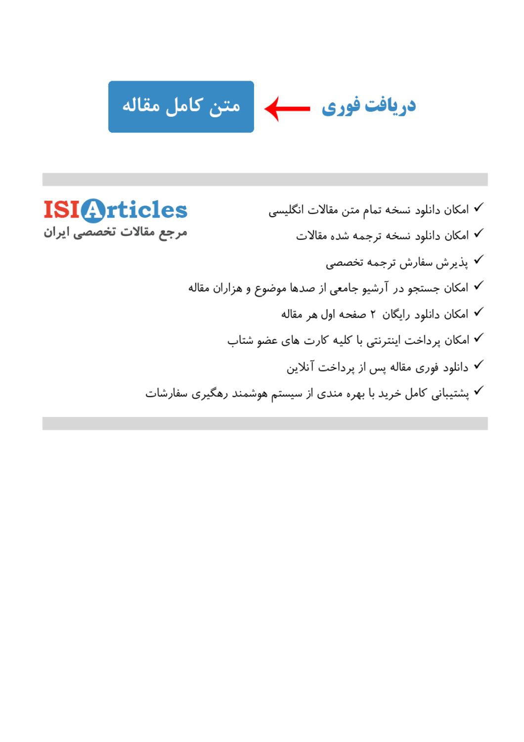دریافت فوری ← متن کامل مقاله

**ISIArticles**
مرجع مقالات تخصصی ایران

- ✓ امکان دانلود نسخه تمام متن مقالات انگلیسی
- ✓ امکان دانلود نسخه ترجمه شده مقالات
- ✓ پذیرش سفارش ترجمه تخصصی
- ✓ امکان جستجو در آرشیو جامعی از صدها موضوع و هزاران مقاله
- ✓ امکان دانلود رایگان ۲ صفحه اول هر مقاله
- ✓ امکان پرداخت اینترنتی با کلیه کارت های عضو شتاب
- ✓ دانلود فوری مقاله پس از پرداخت آنلاین
- ✓ پشتیبانی کامل خرید با بهره مندی از سیستم هوشمند رهگیری سفارشات